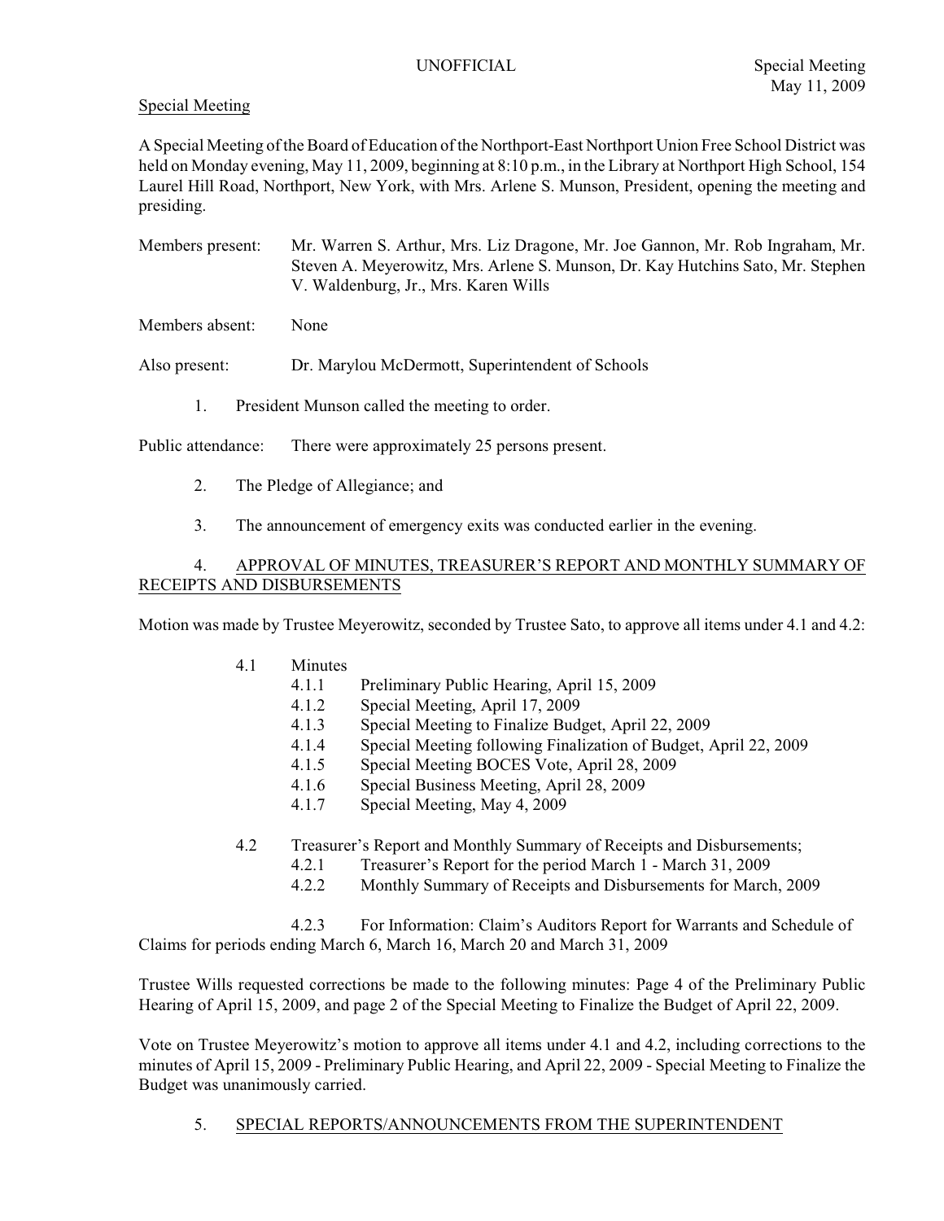UNOFFICIAL Special Meeting May 11, 2009

Special Meeting

A Special Meeting of the Board of Education of the Northport-East Northport Union Free School District was held on Monday evening, May 11, 2009, beginning at 8:10 p.m., in the Library at Northport High School, 154 Laurel Hill Road, Northport, New York, with Mrs. Arlene S. Munson, President, opening the meeting and presiding.

Members present: Mr. Warren S. Arthur, Mrs. Liz Dragone, Mr. Joe Gannon, Mr. Rob Ingraham, Mr. Steven A. Meyerowitz, Mrs. Arlene S. Munson, Dr. Kay Hutchins Sato, Mr. Stephen V. Waldenburg, Jr., Mrs. Karen Wills

Members absent: None

Also present: Dr. Marylou McDermott, Superintendent of Schools

1. President Munson called the meeting to order.

Public attendance: There were approximately 25 persons present.

2. The Pledge of Allegiance; and

3. The announcement of emergency exits was conducted earlier in the evening.

4. APPROVAL OF MINUTES, TREASURER'S REPORT AND MONTHLY SUMMARY OF RECEIPTS AND DISBURSEMENTS

Motion was made by Trustee Meyerowitz, seconded by Trustee Sato, to approve all items under 4.1 and 4.2:

- 4.1 Minutes
  - 4.1.1 Preliminary Public Hearing, April 15, 2009
  - 4.1.2 Special Meeting, April 17, 2009
  - 4.1.3 Special Meeting to Finalize Budget, April 22, 2009
  - 4.1.4 Special Meeting following Finalization of Budget, April 22, 2009
  - 4.1.5 Special Meeting BOCES Vote, April 28, 2009
  - 4.1.6 Special Business Meeting, April 28, 2009
  - 4.1.7 Special Meeting, May 4, 2009

- 4.2 Treasurer's Report and Monthly Summary of Receipts and Disbursements;
  - 4.2.1 Treasurer's Report for the period March 1 - March 31, 2009
  - 4.2.2 Monthly Summary of Receipts and Disbursements for March, 2009
  - 4.2.3 For Information: Claim's Auditors Report for Warrants and Schedule of Claims for periods ending March 6, March 16, March 20 and March 31, 2009

Trustee Wills requested corrections be made to the following minutes: Page 4 of the Preliminary Public Hearing of April 15, 2009, and page 2 of the Special Meeting to Finalize the Budget of April 22, 2009.

Vote on Trustee Meyerowitz's motion to approve all items under 4.1 and 4.2, including corrections to the minutes of April 15, 2009 - Preliminary Public Hearing, and April 22, 2009 - Special Meeting to Finalize the Budget was unanimously carried.

5. SPECIAL REPORTS/ANNOUNCEMENTS FROM THE SUPERINTENDENT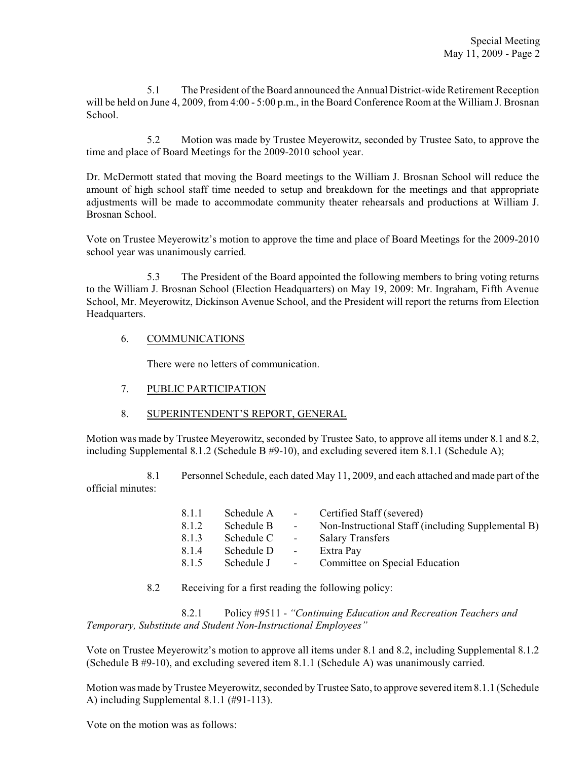5.1 The President of the Board announced the Annual District-wide Retirement Reception will be held on June 4, 2009, from 4:00 - 5:00 p.m., in the Board Conference Room at the William J. Brosnan School.

5.2 Motion was made by Trustee Meyerowitz, seconded by Trustee Sato, to approve the time and place of Board Meetings for the 2009-2010 school year.

Dr. McDermott stated that moving the Board meetings to the William J. Brosnan School will reduce the amount of high school staff time needed to setup and breakdown for the meetings and that appropriate adjustments will be made to accommodate community theater rehearsals and productions at William J. Brosnan School.

Vote on Trustee Meyerowitz's motion to approve the time and place of Board Meetings for the 2009-2010 school year was unanimously carried.

5.3 The President of the Board appointed the following members to bring voting returns to the William J. Brosnan School (Election Headquarters) on May 19, 2009: Mr. Ingraham, Fifth Avenue School, Mr. Meyerowitz, Dickinson Avenue School, and the President will report the returns from Election Headquarters.

6. COMMUNICATIONS

There were no letters of communication.

7. PUBLIC PARTICIPATION

8. SUPERINTENDENT'S REPORT, GENERAL

Motion was made by Trustee Meyerowitz, seconded by Trustee Sato, to approve all items under 8.1 and 8.2, including Supplemental 8.1.2 (Schedule B #9-10), and excluding severed item 8.1.1 (Schedule A);

8.1 Personnel Schedule, each dated May 11, 2009, and each attached and made part of the official minutes:

| | | | |
|---|---|---|---|
| 8.1.1 | Schedule A | - | Certified Staff (severed) |
| 8.1.2 | Schedule B | - | Non-Instructional Staff (including Supplemental B) |
| 8.1.3 | Schedule C | - | Salary Transfers |
| 8.1.4 | Schedule D | - | Extra Pay |
| 8.1.5 | Schedule J | - | Committee on Special Education |

8.2 Receiving for a first reading the following policy:

8.2.1 Policy #9511 - *"Continuing Education and Recreation Teachers and Temporary, Substitute and Student Non-Instructional Employees"*

Vote on Trustee Meyerowitz's motion to approve all items under 8.1 and 8.2, including Supplemental 8.1.2 (Schedule B #9-10), and excluding severed item 8.1.1 (Schedule A) was unanimously carried.

Motion was made by Trustee Meyerowitz, seconded by Trustee Sato, to approve severed item 8.1.1 (Schedule A) including Supplemental 8.1.1 (#91-113).

Vote on the motion was as follows: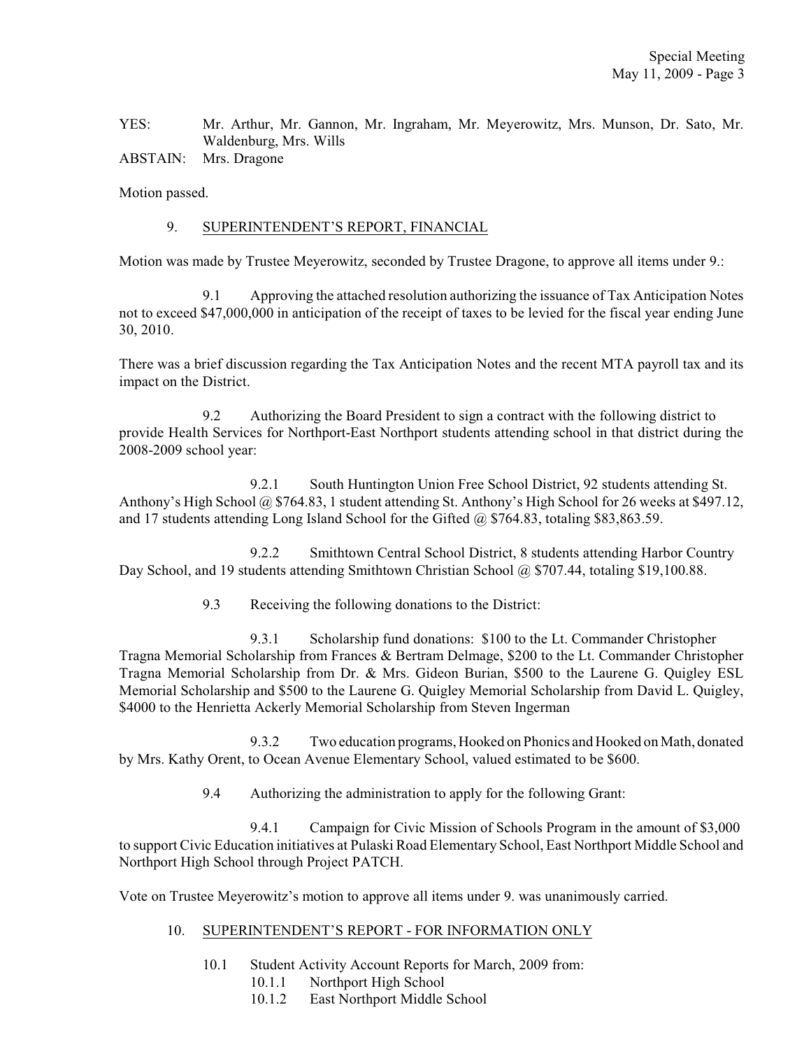YES: Mr. Arthur, Mr. Gannon, Mr. Ingraham, Mr. Meyerowitz, Mrs. Munson, Dr. Sato, Mr. Waldenburg, Mrs. Wills

ABSTAIN: Mrs. Dragone

Motion passed.

9. SUPERINTENDENT'S REPORT, FINANCIAL

Motion was made by Trustee Meyerowitz, seconded by Trustee Dragone, to approve all items under 9.:

9.1 Approving the attached resolution authorizing the issuance of Tax Anticipation Notes not to exceed $47,000,000 in anticipation of the receipt of taxes to be levied for the fiscal year ending June 30, 2010.

There was a brief discussion regarding the Tax Anticipation Notes and the recent MTA payroll tax and its impact on the District.

9.2 Authorizing the Board President to sign a contract with the following district to provide Health Services for Northport-East Northport students attending school in that district during the 2008-2009 school year:

9.2.1 South Huntington Union Free School District, 92 students attending St. Anthony's High School @ $764.83, 1 student attending St. Anthony's High School for 26 weeks at $497.12, and 17 students attending Long Island School for the Gifted @ $764.83, totaling $83,863.59.

9.2.2 Smithtown Central School District, 8 students attending Harbor Country Day School, and 19 students attending Smithtown Christian School @ $707.44, totaling $19,100.88.

9.3 Receiving the following donations to the District:

9.3.1 Scholarship fund donations: $100 to the Lt. Commander Christopher Tragna Memorial Scholarship from Frances & Bertram Delmage, $200 to the Lt. Commander Christopher Tragna Memorial Scholarship from Dr. & Mrs. Gideon Burian, $500 to the Laurene G. Quigley ESL Memorial Scholarship and $500 to the Laurene G. Quigley Memorial Scholarship from David L. Quigley, $4000 to the Henrietta Ackerly Memorial Scholarship from Steven Ingerman

9.3.2 Two education programs, Hooked on Phonics and Hooked on Math, donated by Mrs. Kathy Orent, to Ocean Avenue Elementary School, valued estimated to be $600.

9.4 Authorizing the administration to apply for the following Grant:

9.4.1 Campaign for Civic Mission of Schools Program in the amount of $3,000 to support Civic Education initiatives at Pulaski Road Elementary School, East Northport Middle School and Northport High School through Project PATCH.

Vote on Trustee Meyerowitz's motion to approve all items under 9. was unanimously carried.

10. SUPERINTENDENT'S REPORT - FOR INFORMATION ONLY

10.1 Student Activity Account Reports for March, 2009 from:

10.1.1 Northport High School

10.1.2 East Northport Middle School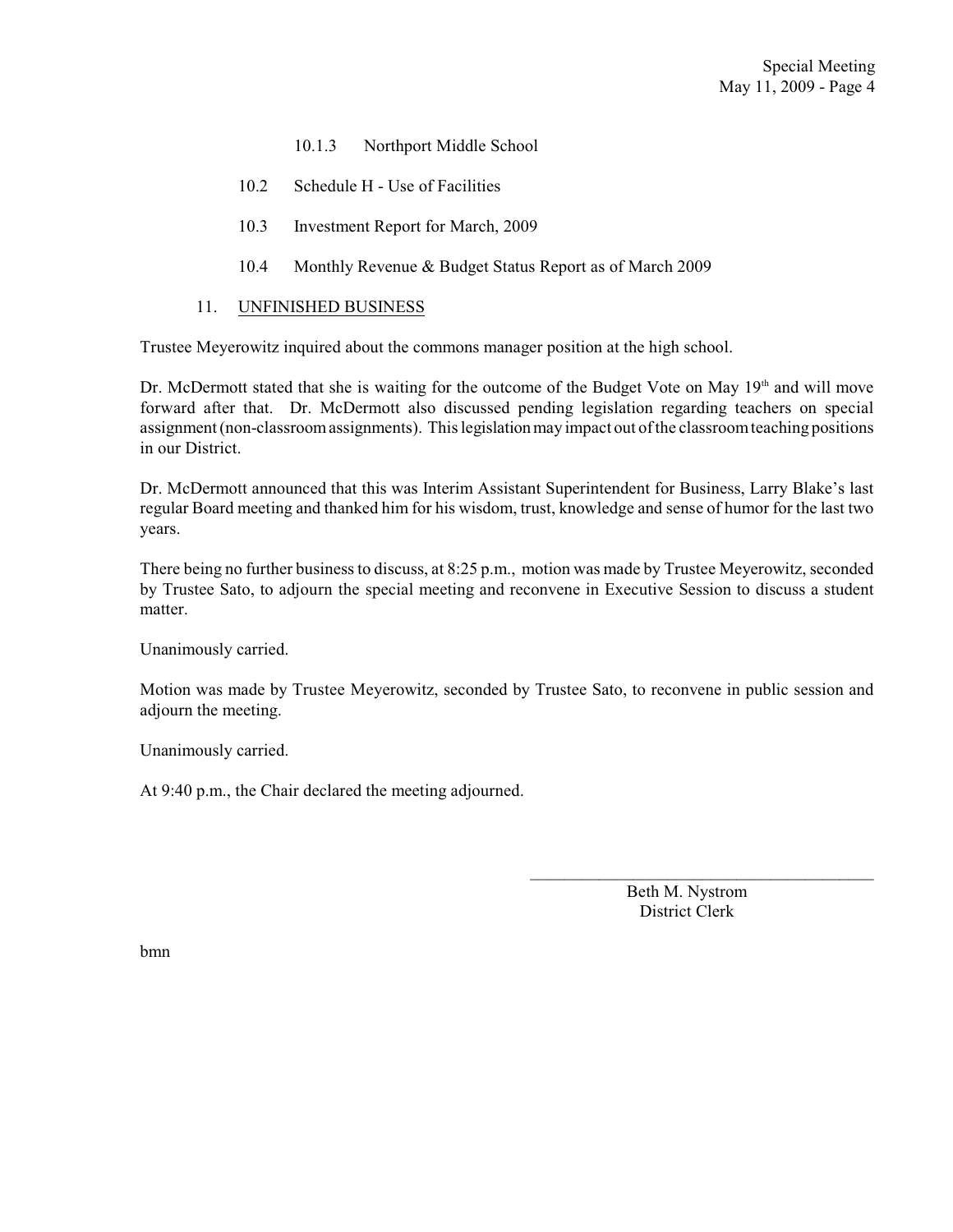10.1.3 Northport Middle School

10.2 Schedule H - Use of Facilities

10.3 Investment Report for March, 2009

10.4 Monthly Revenue & Budget Status Report as of March 2009

11. UNFINISHED BUSINESS

Trustee Meyerowitz inquired about the commons manager position at the high school.

Dr. McDermott stated that she is waiting for the outcome of the Budget Vote on May 19th and will move forward after that. Dr. McDermott also discussed pending legislation regarding teachers on special assignment (non-classroom assignments). This legislation may impact out of the classroom teaching positions in our District.

Dr. McDermott announced that this was Interim Assistant Superintendent for Business, Larry Blake's last regular Board meeting and thanked him for his wisdom, trust, knowledge and sense of humor for the last two years.

There being no further business to discuss, at 8:25 p.m., motion was made by Trustee Meyerowitz, seconded by Trustee Sato, to adjourn the special meeting and reconvene in Executive Session to discuss a student matter.

Unanimously carried.

Motion was made by Trustee Meyerowitz, seconded by Trustee Sato, to reconvene in public session and adjourn the meeting.

Unanimously carried.

At 9:40 p.m., the Chair declared the meeting adjourned.

\_\_\_\_\_\_\_\_\_\_\_\_\_\_\_\_\_\_\_\_\_\_\_\_\_\_\_\_\_\_\_\_\_\_\_\_\_\_\_\_

Beth M. Nystrom
District Clerk

bmn